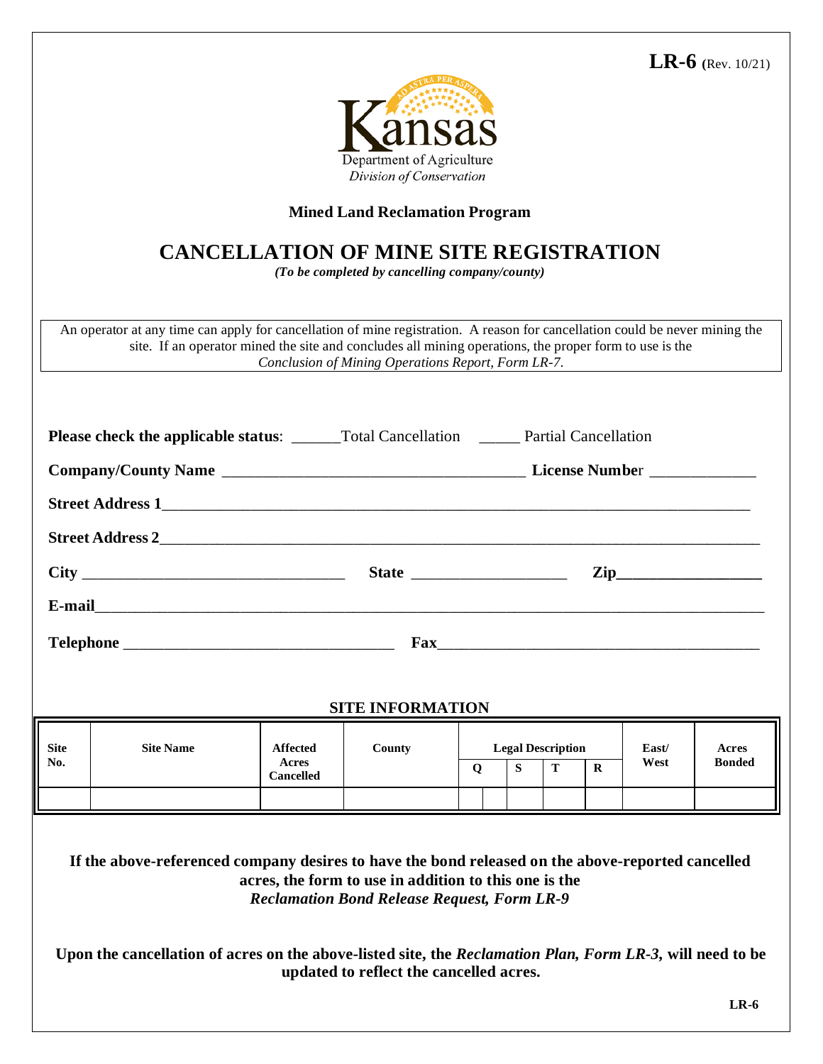**LR-6** (Rev. 10/21)

Kansas
Department of Agriculture
*Division of Conservation*

**Mined Land Reclamation Program**

# CANCELLATION OF MINE SITE REGISTRATION

*(To be completed by cancelling company/county)*

An operator at any time can apply for cancellation of mine registration. A reason for cancellation could be never mining the site. If an operator mined the site and concludes all mining operations, the proper form to use is the *Conclusion of Mining Operations Report, Form LR-7.*

**Please check the applicable status**: ______Total Cancellation _____ Partial Cancellation

**Company/County Name** ____________________________________ **License Number** _____________

**Street Address 1**___________________________________________________________________________

**Street Address 2**___________________________________________________________________________

**City** _________________________________ **State** ___________________ **Zip**_________________

**E-mail**_____________________________________________________________________________________

**Telephone** _________________________________ **Fax**________________________________________

## SITE INFORMATION

| Site No. | Site Name | Affected Acres Cancelled | County | Legal Description | | | | | East/ West | Acres Bonded |
|---|---|---|---|---|---|---|---|---|---|---|
| | | | | Q | | S | T | R | | |
| | | | | | | | | | | |

**If the above-referenced company desires to have the bond released on the above-reported cancelled acres, the form to use in addition to this one is the *Reclamation Bond Release Request, Form LR-9***

**Upon the cancellation of acres on the above-listed site, the *Reclamation Plan, Form LR-3,* will need to be updated to reflect the cancelled acres.**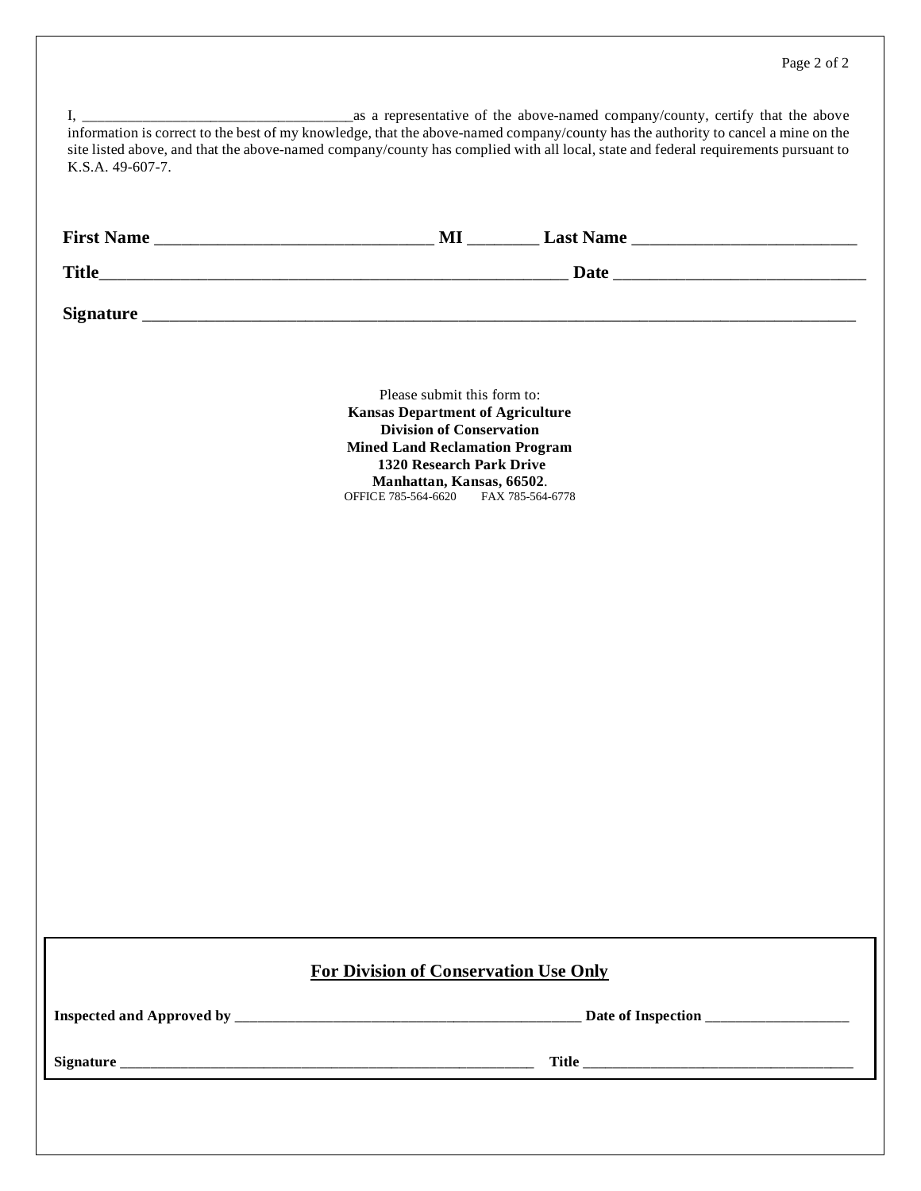I, ____________________________________as a representative of the above-named company/county, certify that the above information is correct to the best of my knowledge, that the above-named company/county has the authority to cancel a mine on the site listed above, and that the above-named company/county has complied with all local, state and federal requirements pursuant to K.S.A. 49-607-7.

**First Name** _______________________________ **MI** ________ **Last Name** _________________________

**Title**______________________________________________________ **Date** _____________________________

**Signature** _________________________________________________________________________________

Please submit this form to:
**Kansas Department of Agriculture**
**Division of Conservation**
**Mined Land Reclamation Program**
**1320 Research Park Drive**
**Manhattan, Kansas, 66502**.
OFFICE 785-564-6620 FAX 785-564-6778

## For Division of Conservation Use Only

**Inspected and Approved by** ________________________________________________ **Date of Inspection** ____________________

**Signature** ____________________________________________________________ **Title** ______________________________________